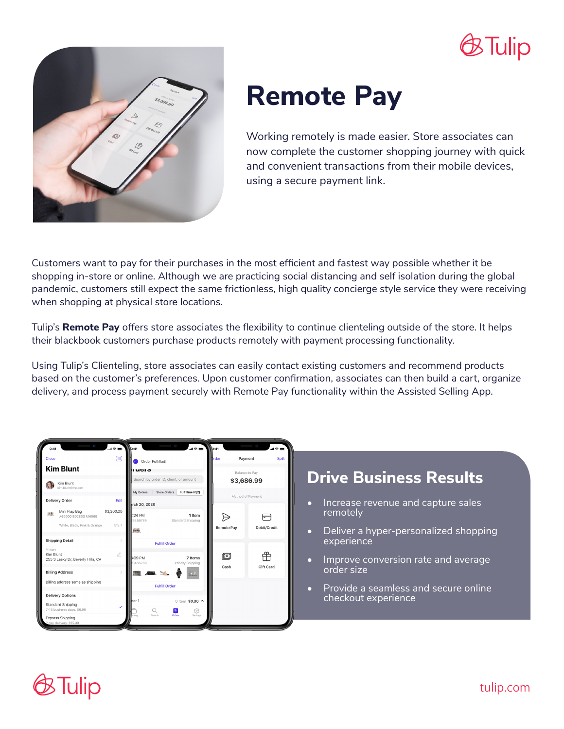# Remote Pay

Working remotely is made easier. Store associates can now complete the customer shopping journey with quick and convenient transactions from their mobile devices, using a secure payment link.

Customers want to pay for their purchases in the most efficient and fastest way possible whether it be shopping in-store or online. Although we are practicing social distancing and self isolation during the global pandemic, customers still expect the same frictionless, high quality concierge style service they were receiving when shopping at physical store locations.

Tulip's **Remote Pay** offers store associates the flexibility to continue clienteling outside of the store. It helps their blackbook customers purchase products remotely with payment processing functionality.

Using Tulip's Clienteling, store associates can easily contact existing customers and recommend products based on the customer's preferences. Upon customer confirmation, associates can then build a cart, organize delivery, and process payment securely with Remote Pay functionality within the Assisted Selling App.

## Drive Business Results

- Increase revenue and capture sales remotely
- Deliver a hyper-personalized shopping experience
- Improve conversion rate and average order size
- Provide a seamless and secure online checkout experience

tulip.com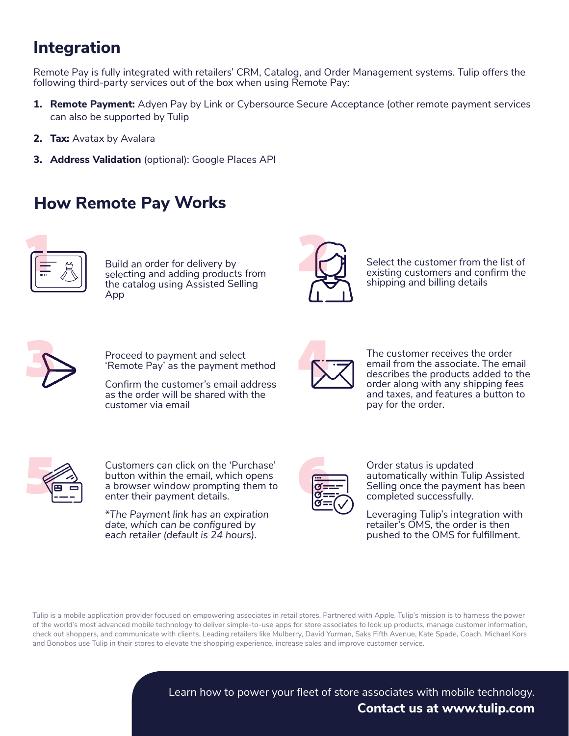## Integration

Remote Pay is fully integrated with retailers' CRM, Catalog, and Order Management systems. Tulip offers the following third-party services out of the box when using Remote Pay:

1. **Remote Payment:** Adyen Pay by Link or Cybersource Secure Acceptance (other remote payment services can also be supported by Tulip
2. **Tax:** Avatax by Avalara
3. **Address Validation** (optional): Google Places API

## How Remote Pay Works

1. Build an order for delivery by selecting and adding products from the catalog using Assisted Selling App

2. Select the customer from the list of existing customers and confirm the shipping and billing details

3. Proceed to payment and select 'Remote Pay' as the payment method

   Confirm the customer's email address as the order will be shared with the customer via email

4. The customer receives the order email from the associate. The email describes the products added to the order along with any shipping fees and taxes, and features a button to pay for the order.

5. Customers can click on the 'Purchase' button within the email, which opens a browser window prompting them to enter their payment details.

   *\*The Payment link has an expiration date, which can be configured by each retailer (default is 24 hours).*

6. Order status is updated automatically within Tulip Assisted Selling once the payment has been completed successfully.

   Leveraging Tulip's integration with retailer's OMS, the order is then pushed to the OMS for fulfillment.

Tulip is a mobile application provider focused on empowering associates in retail stores. Partnered with Apple, Tulip's mission is to harness the power of the world's most advanced mobile technology to deliver simple-to-use apps for store associates to look up products, manage customer information, check out shoppers, and communicate with clients. Leading retailers like Mulberry, David Yurman, Saks Fifth Avenue, Kate Spade, Coach, Michael Kors and Bonobos use Tulip in their stores to elevate the shopping experience, increase sales and improve customer service.

Learn how to power your fleet of store associates with mobile technology.
**Contact us at www.tulip.com**